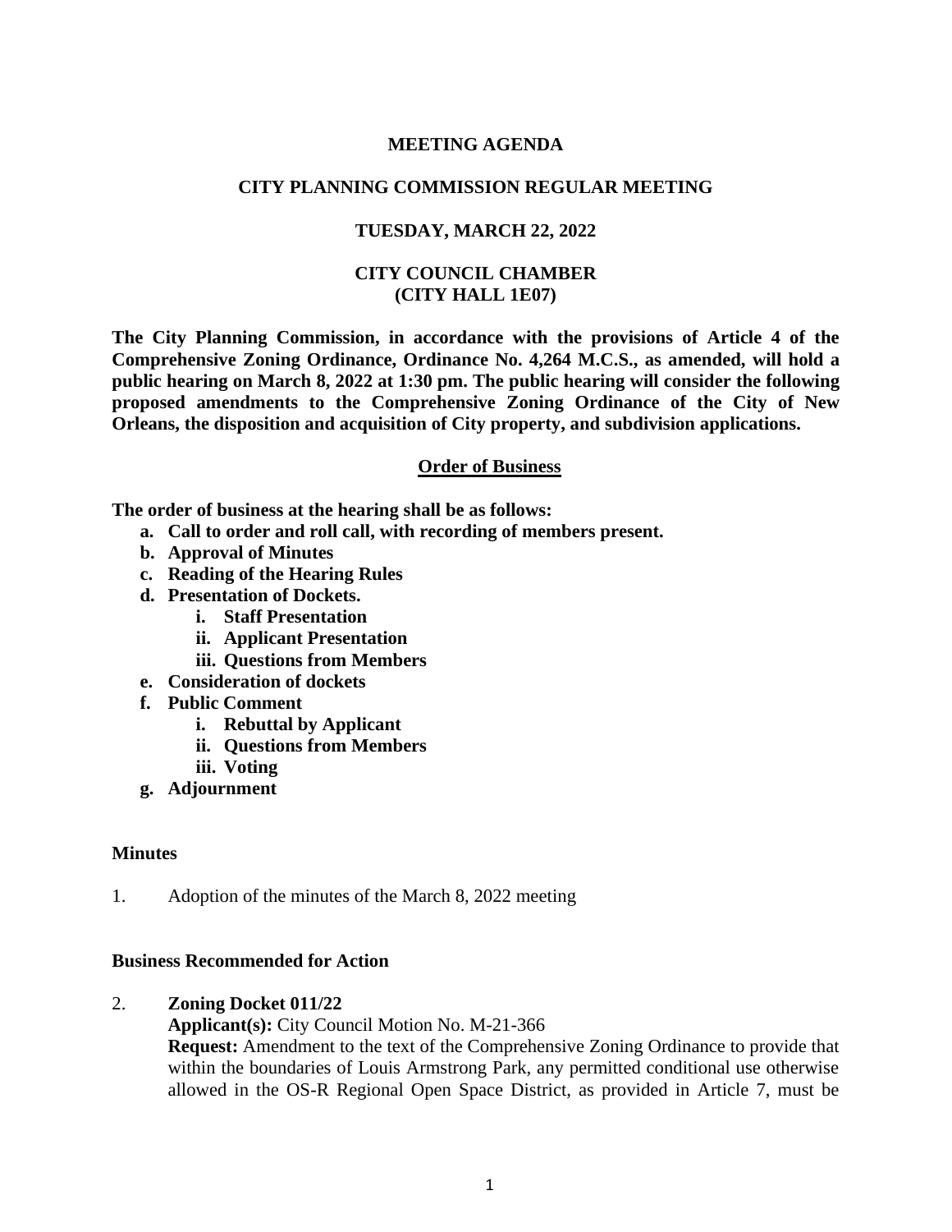**MEETING AGENDA**

**CITY PLANNING COMMISSION REGULAR MEETING**

**TUESDAY, MARCH 22, 2022**

**CITY COUNCIL CHAMBER**
**(CITY HALL 1E07)**

**The City Planning Commission, in accordance with the provisions of Article 4 of the Comprehensive Zoning Ordinance, Ordinance No. 4,264 M.C.S., as amended, will hold a public hearing on March 8, 2022 at 1:30 pm. The public hearing will consider the following proposed amendments to the Comprehensive Zoning Ordinance of the City of New Orleans, the disposition and acquisition of City property, and subdivision applications.**

**Order of Business**

**The order of business at the hearing shall be as follows:**

- **a. Call to order and roll call, with recording of members present.**
- **b. Approval of Minutes**
- **c. Reading of the Hearing Rules**
- **d. Presentation of Dockets.**
  - **i. Staff Presentation**
  - **ii. Applicant Presentation**
  - **iii. Questions from Members**
- **e. Consideration of dockets**
- **f. Public Comment**
  - **i. Rebuttal by Applicant**
  - **ii. Questions from Members**
  - **iii. Voting**
- **g. Adjournment**

**Minutes**

1. Adoption of the minutes of the March 8, 2022 meeting

**Business Recommended for Action**

2. **Zoning Docket 011/22**
   **Applicant(s):** City Council Motion No. M-21-366
   **Request:** Amendment to the text of the Comprehensive Zoning Ordinance to provide that within the boundaries of Louis Armstrong Park, any permitted conditional use otherwise allowed in the OS-R Regional Open Space District, as provided in Article 7, must be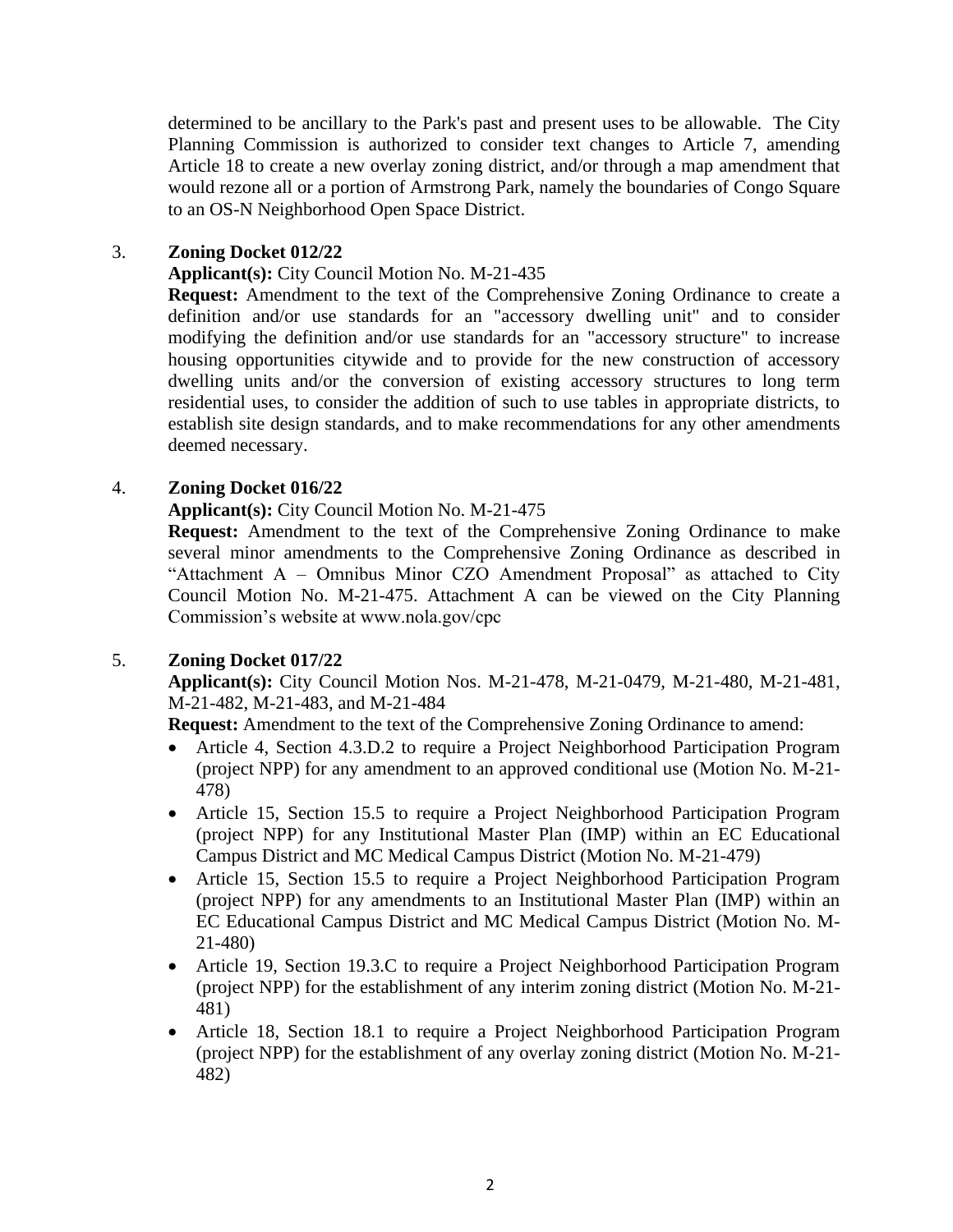determined to be ancillary to the Park's past and present uses to be allowable. The City Planning Commission is authorized to consider text changes to Article 7, amending Article 18 to create a new overlay zoning district, and/or through a map amendment that would rezone all or a portion of Armstrong Park, namely the boundaries of Congo Square to an OS-N Neighborhood Open Space District.

3. **Zoning Docket 012/22**
   **Applicant(s):** City Council Motion No. M-21-435
   **Request:** Amendment to the text of the Comprehensive Zoning Ordinance to create a definition and/or use standards for an "accessory dwelling unit" and to consider modifying the definition and/or use standards for an "accessory structure" to increase housing opportunities citywide and to provide for the new construction of accessory dwelling units and/or the conversion of existing accessory structures to long term residential uses, to consider the addition of such to use tables in appropriate districts, to establish site design standards, and to make recommendations for any other amendments deemed necessary.

4. **Zoning Docket 016/22**
   **Applicant(s):** City Council Motion No. M-21-475
   **Request:** Amendment to the text of the Comprehensive Zoning Ordinance to make several minor amendments to the Comprehensive Zoning Ordinance as described in "Attachment A – Omnibus Minor CZO Amendment Proposal" as attached to City Council Motion No. M-21-475. Attachment A can be viewed on the City Planning Commission's website at www.nola.gov/cpc

5. **Zoning Docket 017/22**
   **Applicant(s):** City Council Motion Nos. M-21-478, M-21-0479, M-21-480, M-21-481, M-21-482, M-21-483, and M-21-484
   **Request:** Amendment to the text of the Comprehensive Zoning Ordinance to amend:
   - Article 4, Section 4.3.D.2 to require a Project Neighborhood Participation Program (project NPP) for any amendment to an approved conditional use (Motion No. M-21-478)
   - Article 15, Section 15.5 to require a Project Neighborhood Participation Program (project NPP) for any Institutional Master Plan (IMP) within an EC Educational Campus District and MC Medical Campus District (Motion No. M-21-479)
   - Article 15, Section 15.5 to require a Project Neighborhood Participation Program (project NPP) for any amendments to an Institutional Master Plan (IMP) within an EC Educational Campus District and MC Medical Campus District (Motion No. M-21-480)
   - Article 19, Section 19.3.C to require a Project Neighborhood Participation Program (project NPP) for the establishment of any interim zoning district (Motion No. M-21-481)
   - Article 18, Section 18.1 to require a Project Neighborhood Participation Program (project NPP) for the establishment of any overlay zoning district (Motion No. M-21-482)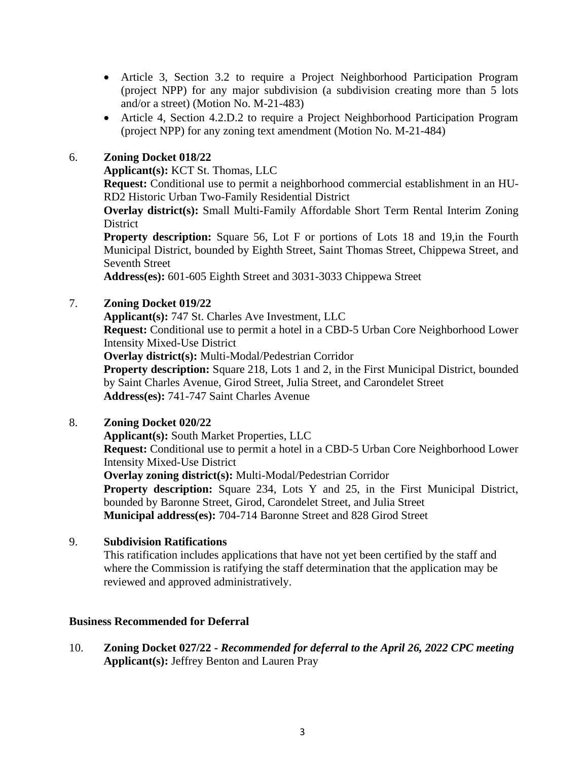- Article 3, Section 3.2 to require a Project Neighborhood Participation Program (project NPP) for any major subdivision (a subdivision creating more than 5 lots and/or a street) (Motion No. M-21-483)
- Article 4, Section 4.2.D.2 to require a Project Neighborhood Participation Program (project NPP) for any zoning text amendment (Motion No. M-21-484)

6. **Zoning Docket 018/22**
   **Applicant(s):** KCT St. Thomas, LLC
   **Request:** Conditional use to permit a neighborhood commercial establishment in an HU-RD2 Historic Urban Two-Family Residential District
   **Overlay district(s):** Small Multi-Family Affordable Short Term Rental Interim Zoning District
   **Property description:** Square 56, Lot F or portions of Lots 18 and 19,in the Fourth Municipal District, bounded by Eighth Street, Saint Thomas Street, Chippewa Street, and Seventh Street
   **Address(es):** 601-605 Eighth Street and 3031-3033 Chippewa Street

7. **Zoning Docket 019/22**
   **Applicant(s):** 747 St. Charles Ave Investment, LLC
   **Request:** Conditional use to permit a hotel in a CBD-5 Urban Core Neighborhood Lower Intensity Mixed-Use District
   **Overlay district(s):** Multi-Modal/Pedestrian Corridor
   **Property description:** Square 218, Lots 1 and 2, in the First Municipal District, bounded by Saint Charles Avenue, Girod Street, Julia Street, and Carondelet Street
   **Address(es):** 741-747 Saint Charles Avenue

8. **Zoning Docket 020/22**
   **Applicant(s):** South Market Properties, LLC
   **Request:** Conditional use to permit a hotel in a CBD-5 Urban Core Neighborhood Lower Intensity Mixed-Use District
   **Overlay zoning district(s):** Multi-Modal/Pedestrian Corridor
   **Property description:** Square 234, Lots Y and 25, in the First Municipal District, bounded by Baronne Street, Girod, Carondelet Street, and Julia Street
   **Municipal address(es):** 704-714 Baronne Street and 828 Girod Street

9. **Subdivision Ratifications**
   This ratification includes applications that have not yet been certified by the staff and where the Commission is ratifying the staff determination that the application may be reviewed and approved administratively.

**Business Recommended for Deferral**

10. **Zoning Docket 027/22 -** ***Recommended for deferral to the April 26, 2022 CPC meeting***
    **Applicant(s):** Jeffrey Benton and Lauren Pray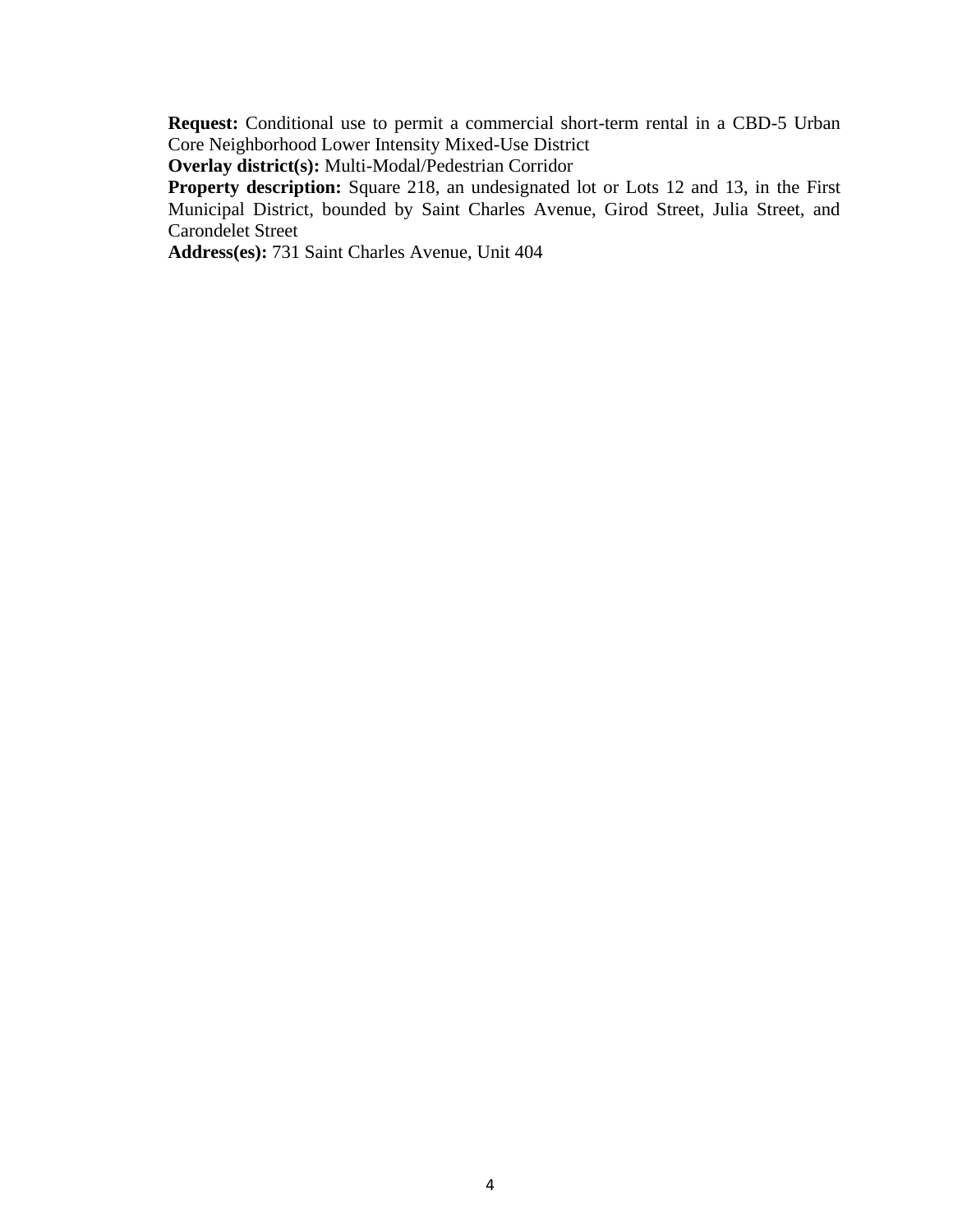**Request:** Conditional use to permit a commercial short-term rental in a CBD-5 Urban Core Neighborhood Lower Intensity Mixed-Use District

**Overlay district(s):** Multi-Modal/Pedestrian Corridor

**Property description:** Square 218, an undesignated lot or Lots 12 and 13, in the First Municipal District, bounded by Saint Charles Avenue, Girod Street, Julia Street, and Carondelet Street

**Address(es):** 731 Saint Charles Avenue, Unit 404